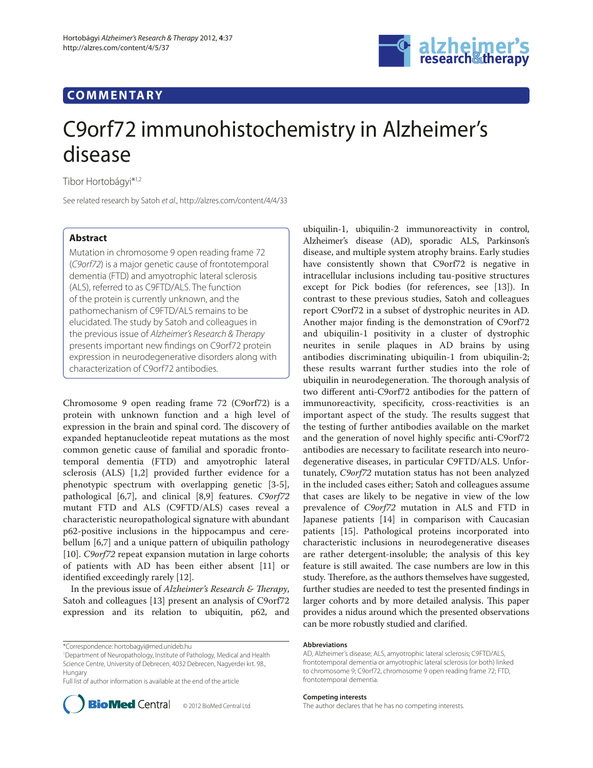COMMENTARY

# C9orf72 immunohistochemistry in Alzheimer's disease

Tibor Hortobágyi*[1,2]

See related research by Satoh *et al*., http://alzres.com/content/4/4/33

## Abstract

Mutation in chromosome 9 open reading frame 72 (*C9orf72*) is a major genetic cause of frontotemporal dementia (FTD) and amyotrophic lateral sclerosis (ALS), referred to as C9FTD/ALS. The function of the protein is currently unknown, and the pathomechanism of C9FTD/ALS remains to be elucidated. The study by Satoh and colleagues in the previous issue of *Alzheimer's Research & Therapy* presents important new findings on C9orf72 protein expression in neurodegenerative disorders along with characterization of C9orf72 antibodies.

Chromosome 9 open reading frame 72 (C9orf72) is a protein with unknown function and a high level of expression in the brain and spinal cord. The discovery of expanded heptanucleotide repeat mutations as the most common genetic cause of familial and sporadic frontotemporal dementia (FTD) and amyotrophic lateral sclerosis (ALS) [1,2] provided further evidence for a phenotypic spectrum with overlapping genetic [3-5], pathological [6,7], and clinical [8,9] features. *C9orf72* mutant FTD and ALS (C9FTD/ALS) cases reveal a characteristic neuropathological signature with abundant p62-positive inclusions in the hippocampus and cerebellum [6,7] and a unique pattern of ubiquilin pathology [10]. *C9orf72* repeat expansion mutation in large cohorts of patients with AD has been either absent [11] or identified exceedingly rarely [12].

In the previous issue of *Alzheimer's Research & Therapy*, Satoh and colleagues [13] present an analysis of C9orf72 expression and its relation to ubiquitin, p62, and ubiquilin-1, ubiquilin-2 immunoreactivity in control, Alzheimer's disease (AD), sporadic ALS, Parkinson's disease, and multiple system atrophy brains. Early studies have consistently shown that C9orf72 is negative in intracellular inclusions including tau-positive structures except for Pick bodies (for references, see [13]). In contrast to these previous studies, Satoh and colleagues report C9orf72 in a subset of dystrophic neurites in AD. Another major finding is the demonstration of C9orf72 and ubiquilin-1 positivity in a cluster of dystrophic neurites in senile plaques in AD brains by using antibodies discriminating ubiquilin-1 from ubiquilin-2; these results warrant further studies into the role of ubiquilin in neurodegeneration. The thorough analysis of two different anti-C9orf72 antibodies for the pattern of immunoreactivity, specificity, cross-reactivities is an important aspect of the study. The results suggest that the testing of further antibodies available on the market and the generation of novel highly specific anti-C9orf72 antibodies are necessary to facilitate research into neurodegenerative diseases, in particular C9FTD/ALS. Unfortunately, *C9orf72* mutation status has not been analyzed in the included cases either; Satoh and colleagues assume that cases are likely to be negative in view of the low prevalence of *C9orf72* mutation in ALS and FTD in Japanese patients [14] in comparison with Caucasian patients [15]. Pathological proteins incorporated into characteristic inclusions in neurodegenerative diseases are rather detergent-insoluble; the analysis of this key feature is still awaited. The case numbers are low in this study. Therefore, as the authors themselves have suggested, further studies are needed to test the presented findings in larger cohorts and by more detailed analysis. This paper provides a nidus around which the presented observations can be more robustly studied and clarified.

*Correspondence: hortobagyi@med.unideb.hu

[1]Department of Neuropathology, Institute of Pathology, Medical and Health Science Centre, University of Debrecen, 4032 Debrecen, Nagyerdei krt. 98., Hungary

Full list of author information is available at the end of the article

© 2012 BioMed Central Ltd

### Abbreviations

AD, Alzheimer's disease; ALS, amyotrophic lateral sclerosis; C9FTD/ALS, frontotemporal dementia or amyotrophic lateral sclerosis (or both) linked to chromosome 9; C9orf72, chromosome 9 open reading frame 72; FTD, frontotemporal dementia.

### Competing interests

The author declares that he has no competing interests.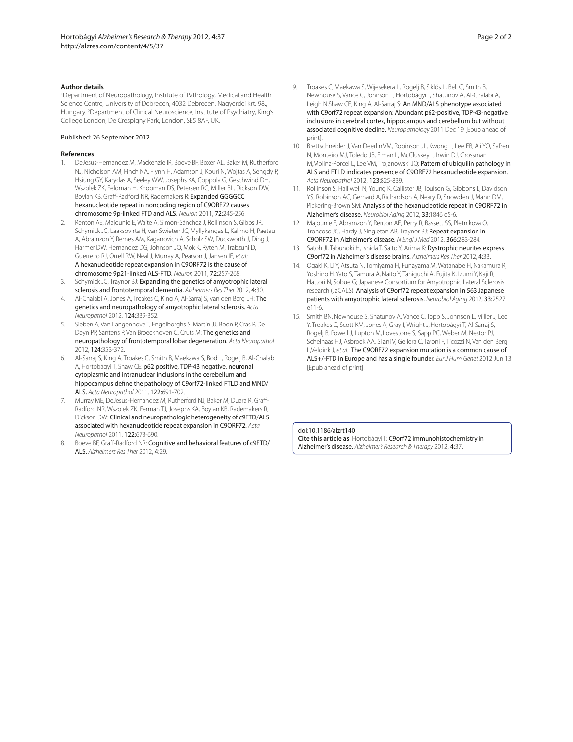### Author details

[1]Department of Neuropathology, Institute of Pathology, Medical and Health Science Centre, University of Debrecen, 4032 Debrecen, Nagyerdei krt. 98., Hungary. [2]Department of Clinical Neuroscience, Institute of Psychiatry, King's College London, De Crespigny Park, London, SE5 8AF, UK.

Published: 26 September 2012

### References

1. DeJesus-Hernandez M, Mackenzie IR, Boeve BF, Boxer AL, Baker M, Rutherford NJ, Nicholson AM, Finch NA, Flynn H, Adamson J, Kouri N, Wojtas A, Sengdy P, Hsiung GY, Karydas A, Seeley WW, Josephs KA, Coppola G, Geschwind DH, Wszolek ZK, Feldman H, Knopman DS, Petersen RC, Miller BL, Dickson DW, Boylan KB, Graff-Radford NR, Rademakers R: Expanded GGGGCC hexanucleotide repeat in noncoding region of C9ORF72 causes chromosome 9p-linked FTD and ALS. *Neuron* 2011, **72**:245-256.
2. Renton AE, Majounie E, Waite A, Simón-Sánchez J, Rollinson S, Gibbs JR, Schymick JC, Laaksovirta H, van Swieten JC, Myllykangas L, Kalimo H, Paetau A, Abramzon Y, Remes AM, Kaganovich A, Scholz SW, Duckworth J, Ding J, Harmer DW, Hernandez DG, Johnson JO, Mok K, Ryten M, Trabzuni D, Guerreiro RJ, Orrell RW, Neal J, Murray A, Pearson J, Jansen IE, *et al.*: A hexanucleotide repeat expansion in C9ORF72 is the cause of chromosome 9p21-linked ALS-FTD. *Neuron* 2011, **72**:257-268.
3. Schymick JC, Traynor BJ: Expanding the genetics of amyotrophic lateral sclerosis and frontotemporal dementia. *Alzheimers Res Ther* 2012, **4**:30.
4. Al-Chalabi A, Jones A, Troakes C, King A, Al-Sarraj S, van den Berg LH: The genetics and neuropathology of amyotrophic lateral sclerosis. *Acta Neuropathol* 2012, **124**:339-352.
5. Sieben A, Van Langenhove T, Engelborghs S, Martin JJ, Boon P, Cras P, De Deyn PP, Santens P, Van Broeckhoven C, Cruts M: The genetics and neuropathology of frontotemporal lobar degeneration. *Acta Neuropathol* 2012, **124**:353-372.
6. Al-Sarraj S, King A, Troakes C, Smith B, Maekawa S, Bodi I, Rogelj B, Al-Chalabi A, Hortobágyi T, Shaw CE: p62 positive, TDP-43 negative, neuronal cytoplasmic and intranuclear inclusions in the cerebellum and hippocampus define the pathology of C9orf72-linked FTLD and MND/ALS. *Acta Neuropathol* 2011, **122**:691-702.
7. Murray ME, DeJesus-Hernandez M, Rutherford NJ, Baker M, Duara R, Graff-Radford NR, Wszolek ZK, Ferman TJ, Josephs KA, Boylan KB, Rademakers R, Dickson DW: Clinical and neuropathologic heterogeneity of c9FTD/ALS associated with hexanucleotide repeat expansion in C9ORF72. *Acta Neuropathol* 2011, **122**:673-690.
8. Boeve BF, Graff-Radford NR: Cognitive and behavioral features of c9FTD/ALS. *Alzheimers Res Ther* 2012, **4**:29.
9. Troakes C, Maekawa S, Wijesekera L, Rogelj B, Siklós L, Bell C, Smith B, Newhouse S, Vance C, Johnson L, Hortobágyi T, Shatunov A, Al-Chalabi A, Leigh N,Shaw CE, King A, Al-Sarraj S: An MND/ALS phenotype associated with C9orf72 repeat expansion: Abundant p62-positive, TDP-43-negative inclusions in cerebral cortex, hippocampus and cerebellum but without associated cognitive decline. *Neuropathology* 2011 Dec 19 [Epub ahead of print].
10. Brettschneider J, Van Deerlin VM, Robinson JL, Kwong L, Lee EB, Ali YO, Safren N, Monteiro MJ, Toledo JB, Elman L, McCluskey L, Irwin DJ, Grossman M,Molina-Porcel L, Lee VM, Trojanowski JQ: Pattern of ubiquilin pathology in ALS and FTLD indicates presence of C9ORF72 hexanucleotide expansion. *Acta Neuropathol* 2012, **123**:825-839.
11. Rollinson S, Halliwell N, Young K, Callister JB, Toulson G, Gibbons L, Davidson YS, Robinson AC, Gerhard A, Richardson A, Neary D, Snowden J, Mann DM, Pickering-Brown SM: Analysis of the hexanucleotide repeat in C9ORF72 in Alzheimer's disease. *Neurobiol Aging* 2012, **33**:1846 e5-6.
12. Majounie E, Abramzon Y, Renton AE, Perry R, Bassett SS, Pletnikova O, Troncoso JC, Hardy J, Singleton AB, Traynor BJ: Repeat expansion in C9ORF72 in Alzheimer's disease. *N Engl J Med* 2012, **366**:283-284.
13. Satoh JI, Tabunoki H, Ishida T, Saito Y, Arima K: Dystrophic neurites express C9orf72 in Alzheimer's disease brains. *Alzheimers Res Ther* 2012, **4**:33.
14. Ogaki K, Li Y, Atsuta N, Tomiyama H, Funayama M, Watanabe H, Nakamura R, Yoshino H, Yato S, Tamura A, Naito Y, Taniguchi A, Fujita K, Izumi Y, Kaji R, Hattori N, Sobue G; Japanese Consortium for Amyotrophic Lateral Sclerosis research (JaCALS): Analysis of C9orf72 repeat expansion in 563 Japanese patients with amyotrophic lateral sclerosis. *Neurobiol Aging* 2012, **33**:2527. e11-6.
15. Smith BN, Newhouse S, Shatunov A, Vance C, Topp S, Johnson L, Miller J, Lee Y, Troakes C, Scott KM, Jones A, Gray I, Wright J, Hortobágyi T, Al-Sarraj S, Rogelj B, Powell J, Lupton M, Lovestone S, Sapp PC, Weber M, Nestor PJ, Schelhaas HJ, Asbroek AA, Silani V, Gellera C, Taroni F, Ticozzi N, Van den Berg L,Veldink J, *et al.*: The C9ORF72 expansion mutation is a common cause of ALS+/-FTD in Europe and has a single founder. *Eur J Hum Genet* 2012 Jun 13 [Epub ahead of print].

doi:10.1186/alzrt140
**Cite this article as**: Hortobágyi T: C9orf72 immunohistochemistry in Alzheimer's disease. *Alzheimer's Research & Therapy* 2012, **4**:37.